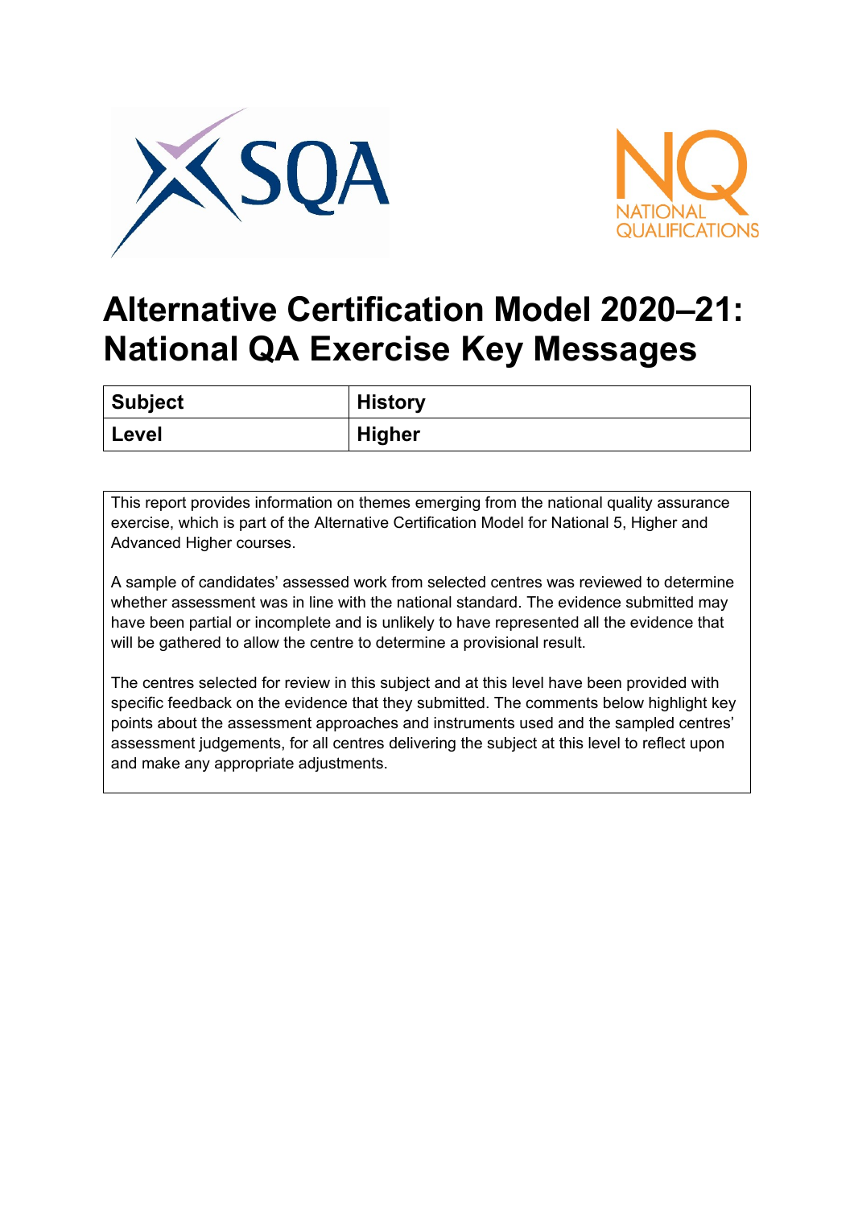# Alternative Certification Model 2020–21: National QA Exercise Key Messages

| Subject | History |
|---|---|
| Level | Higher |

This report provides information on themes emerging from the national quality assurance exercise, which is part of the Alternative Certification Model for National 5, Higher and Advanced Higher courses.

A sample of candidates' assessed work from selected centres was reviewed to determine whether assessment was in line with the national standard. The evidence submitted may have been partial or incomplete and is unlikely to have represented all the evidence that will be gathered to allow the centre to determine a provisional result.

The centres selected for review in this subject and at this level have been provided with specific feedback on the evidence that they submitted. The comments below highlight key points about the assessment approaches and instruments used and the sampled centres' assessment judgements, for all centres delivering the subject at this level to reflect upon and make any appropriate adjustments.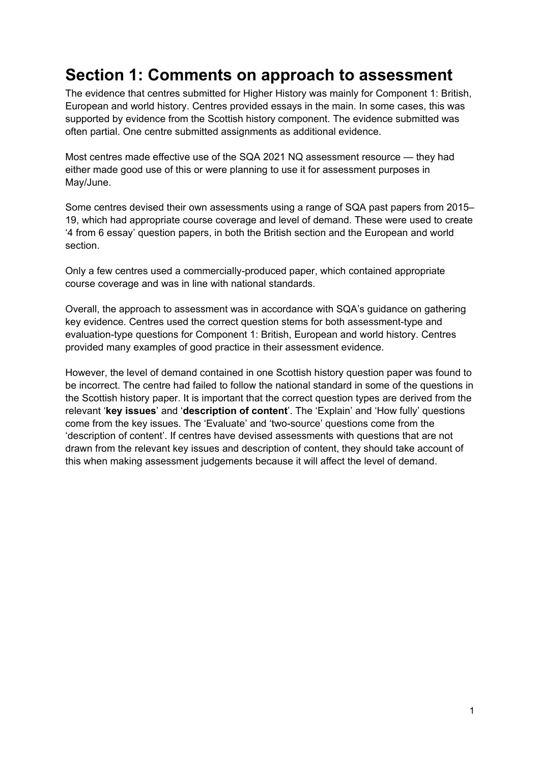# Section 1: Comments on approach to assessment

The evidence that centres submitted for Higher History was mainly for Component 1: British, European and world history. Centres provided essays in the main. In some cases, this was supported by evidence from the Scottish history component. The evidence submitted was often partial. One centre submitted assignments as additional evidence.

Most centres made effective use of the SQA 2021 NQ assessment resource — they had either made good use of this or were planning to use it for assessment purposes in May/June.

Some centres devised their own assessments using a range of SQA past papers from 2015–19, which had appropriate course coverage and level of demand. These were used to create '4 from 6 essay' question papers, in both the British section and the European and world section.

Only a few centres used a commercially-produced paper, which contained appropriate course coverage and was in line with national standards.

Overall, the approach to assessment was in accordance with SQA's guidance on gathering key evidence. Centres used the correct question stems for both assessment-type and evaluation-type questions for Component 1: British, European and world history. Centres provided many examples of good practice in their assessment evidence.

However, the level of demand contained in one Scottish history question paper was found to be incorrect. The centre had failed to follow the national standard in some of the questions in the Scottish history paper. It is important that the correct question types are derived from the relevant '**key issues**' and '**description of content**'. The 'Explain' and 'How fully' questions come from the key issues. The 'Evaluate' and 'two-source' questions come from the 'description of content'. If centres have devised assessments with questions that are not drawn from the relevant key issues and description of content, they should take account of this when making assessment judgements because it will affect the level of demand.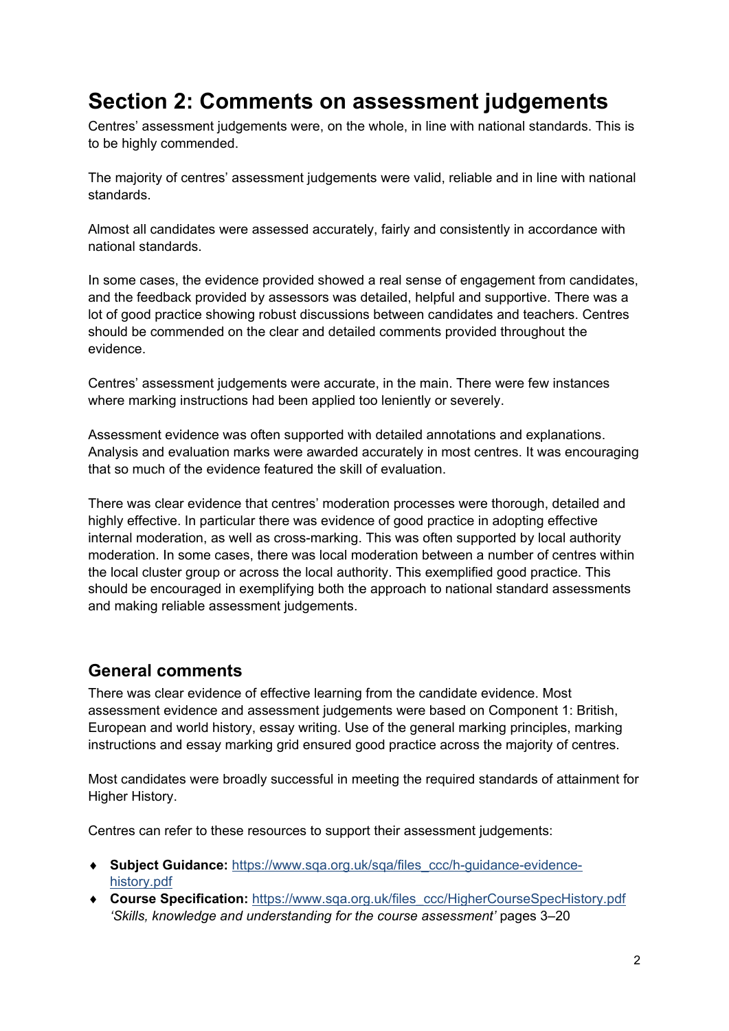# Section 2: Comments on assessment judgements

Centres' assessment judgements were, on the whole, in line with national standards. This is to be highly commended.

The majority of centres' assessment judgements were valid, reliable and in line with national standards.

Almost all candidates were assessed accurately, fairly and consistently in accordance with national standards.

In some cases, the evidence provided showed a real sense of engagement from candidates, and the feedback provided by assessors was detailed, helpful and supportive. There was a lot of good practice showing robust discussions between candidates and teachers. Centres should be commended on the clear and detailed comments provided throughout the evidence.

Centres' assessment judgements were accurate, in the main. There were few instances where marking instructions had been applied too leniently or severely.

Assessment evidence was often supported with detailed annotations and explanations. Analysis and evaluation marks were awarded accurately in most centres. It was encouraging that so much of the evidence featured the skill of evaluation.

There was clear evidence that centres' moderation processes were thorough, detailed and highly effective. In particular there was evidence of good practice in adopting effective internal moderation, as well as cross-marking. This was often supported by local authority moderation. In some cases, there was local moderation between a number of centres within the local cluster group or across the local authority. This exemplified good practice. This should be encouraged in exemplifying both the approach to national standard assessments and making reliable assessment judgements.

## General comments

There was clear evidence of effective learning from the candidate evidence. Most assessment evidence and assessment judgements were based on Component 1: British, European and world history, essay writing. Use of the general marking principles, marking instructions and essay marking grid ensured good practice across the majority of centres.

Most candidates were broadly successful in meeting the required standards of attainment for Higher History.

Centres can refer to these resources to support their assessment judgements:

- **Subject Guidance:** https://www.sqa.org.uk/sqa/files_ccc/h-guidance-evidence-history.pdf
- **Course Specification:** https://www.sqa.org.uk/files_ccc/HigherCourseSpecHistory.pdf *'Skills, knowledge and understanding for the course assessment'* pages 3–20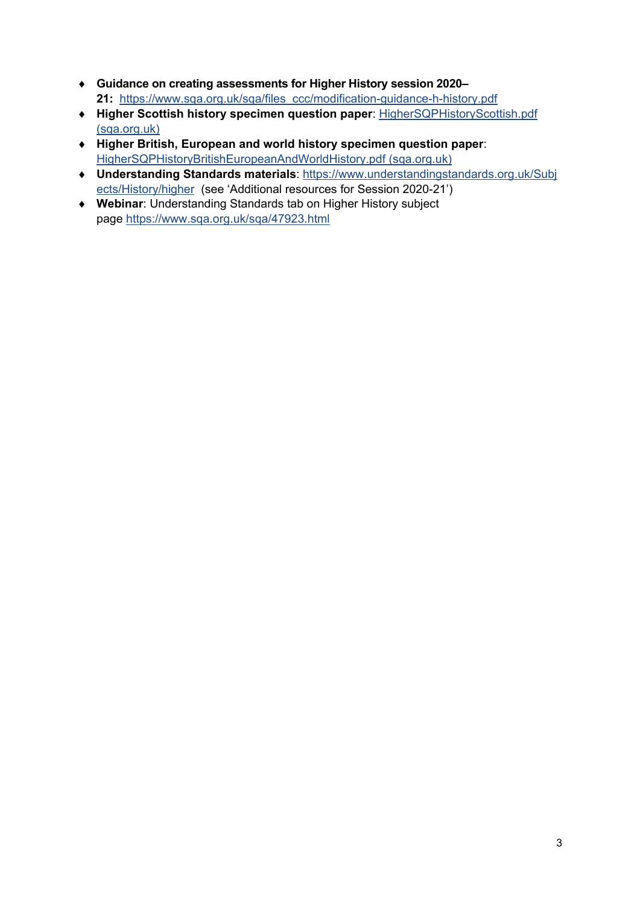- **Guidance on creating assessments for Higher History session 2020–21:** https://www.sqa.org.uk/sqa/files_ccc/modification-guidance-h-history.pdf
- **Higher Scottish history specimen question paper**: HigherSQPHistoryScottish.pdf (sqa.org.uk)
- **Higher British, European and world history specimen question paper**: HigherSQPHistoryBritishEuropeanAndWorldHistory.pdf (sqa.org.uk)
- **Understanding Standards materials**: https://www.understandingstandards.org.uk/Subjects/History/higher (see 'Additional resources for Session 2020-21')
- **Webinar**: Understanding Standards tab on Higher History subject page https://www.sqa.org.uk/sqa/47923.html